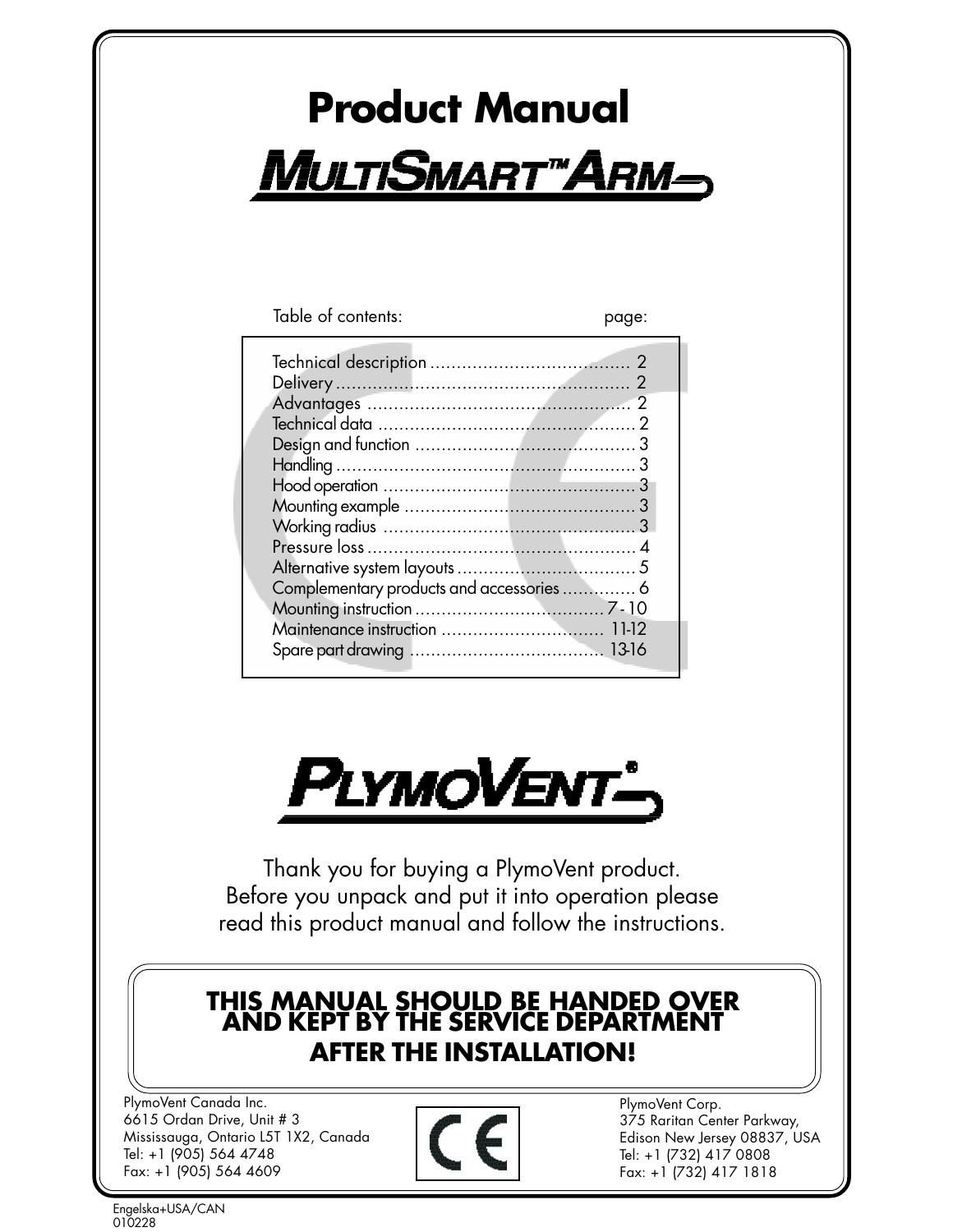# Product Manual

## MULTISMART™ ARM

| Table of contents: | page: |
|---|---|
| Technical description | 2 |
| Delivery | 2 |
| Advantages | 2 |
| Technical data | 2 |
| Design and function | 3 |
| Handling | 3 |
| Hood operation | 3 |
| Mounting example | 3 |
| Working radius | 3 |
| Pressure loss | 4 |
| Alternative system layouts | 5 |
| Complementary products and accessories | 6 |
| Mounting instruction | 7 - 10 |
| Maintenance instruction | 11-12 |
| Spare part drawing | 13-16 |

## PLYMOVENT®

Thank you for buying a PlymoVent product.
Before you unpack and put it into operation please read this product manual and follow the instructions.

**THIS MANUAL SHOULD BE HANDED OVER AND KEPT BY THE SERVICE DEPARTMENT AFTER THE INSTALLATION!**

PlymoVent Canada Inc.
6615 Ordan Drive, Unit # 3
Mississauga, Ontario L5T 1X2, Canada
Tel: +1 (905) 564 4748
Fax: +1 (905) 564 4609

CE

PlymoVent Corp.
375 Raritan Center Parkway,
Edison New Jersey 08837, USA
Tel: +1 (732) 417 0808
Fax: +1 (732) 417 1818

Engelska+USA/CAN
010228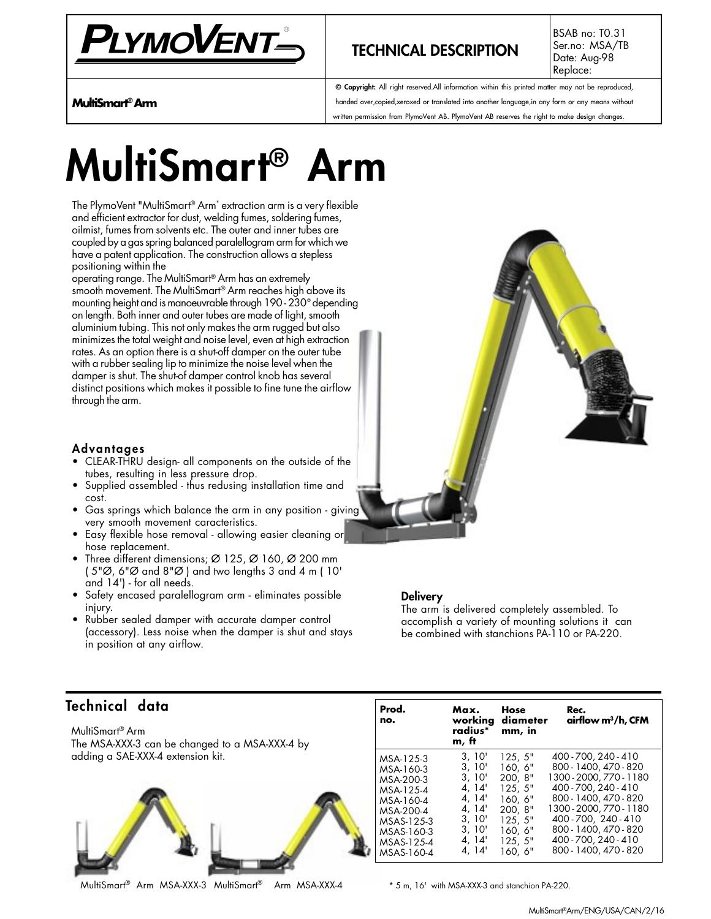| | | |
|---|---|---|
| PlymoVent | TECHNICAL DESCRIPTION | BSAB no: T0.31<br>Ser.no: MSA/TB<br>Date: Aug-98<br>Replace: |
| **MultiSmart® Arm** | **© Copyright:** All right reserved.All information within this printed matter may not be reproduced, handed over,copied,xeroxed or translated into another language,in any form or any means without written permission from PlymoVent AB. PlymoVent AB reserves the right to make design changes. | |

# MultiSmart® Arm

The PlymoVent "MultiSmart® Arm" extraction arm is a very flexible and efficient extractor for dust, welding fumes, soldering fumes, oilmist, fumes from solvents etc. The outer and inner tubes are coupled by a gas spring balanced paralellogram arm for which we have a patent application. The construction allows a stepless positioning within the operating range. The MultiSmart® Arm has an extremely smooth movement. The MultiSmart® Arm reaches high above its mounting height and is manoeuvrable through 190 - 230° depending on length. Both inner and outer tubes are made of light, smooth aluminium tubing. This not only makes the arm rugged but also minimizes the total weight and noise level, even at high extraction rates. As an option there is a shut-off damper on the outer tube with a rubber sealing lip to minimize the noise level when the damper is shut. The shut-of damper control knob has several distinct positions which makes it possible to fine tune the airflow through the arm.

### Advantages

- CLEAR-THRU design- all components on the outside of the tubes, resulting in less pressure drop.
- Supplied assembled - thus redusing installation time and cost.
- Gas springs which balance the arm in any position - giving very smooth movement caracteristics.
- Easy flexible hose removal - allowing easier cleaning or hose replacement.
- Three different dimensions; Ø 125, Ø 160, Ø 200 mm ( 5"Ø, 6"Ø and 8"Ø ) and two lengths 3 and 4 m ( 10' and 14') - for all needs.
- Safety encased paralellogram arm - eliminates possible injury.
- Rubber sealed damper with accurate damper control (accessory). Less noise when the damper is shut and stays in position at any airflow.

### Delivery

The arm is delivered completely assembled. To accomplish a variety of mounting solutions it can be combined with stanchions PA-110 or PA-220.

## Technical data

MultiSmart® Arm

The MSA-XXX-3 can be changed to a MSA-XXX-4 by adding a SAE-XXX-4 extension kit.

MultiSmart® Arm MSA-XXX-3 MultiSmart® Arm MSA-XXX-4

| Prod. no. | Max. working radius* m, ft | Hose diameter mm, in | Rec. airflow m³/h, CFM |
|---|---|---|---|
| MSA-125-3 | 3, 10' | 125, 5" | 400 - 700, 240 - 410 |
| MSA-160-3 | 3, 10' | 160, 6" | 800 - 1400, 470 - 820 |
| MSA-200-3 | 3, 10' | 200, 8" | 1300 - 2000, 770 - 1180 |
| MSA-125-4 | 4, 14' | 125, 5" | 400 - 700, 240 - 410 |
| MSA-160-4 | 4, 14' | 160, 6" | 800 - 1400, 470 - 820 |
| MSA-200-4 | 4, 14' | 200, 8" | 1300 - 2000, 770 - 1180 |
| MSAS-125-3 | 3, 10' | 125, 5" | 400 - 700, 240 - 410 |
| MSAS-160-3 | 3, 10' | 160, 6" | 800 - 1400, 470 - 820 |
| MSAS-125-4 | 4, 14' | 125, 5" | 400 - 700, 240 - 410 |
| MSAS-160-4 | 4, 14' | 160, 6" | 800 - 1400, 470 - 820 |

\* 5 m, 16' with MSA-XXX-3 and stanchion PA-220.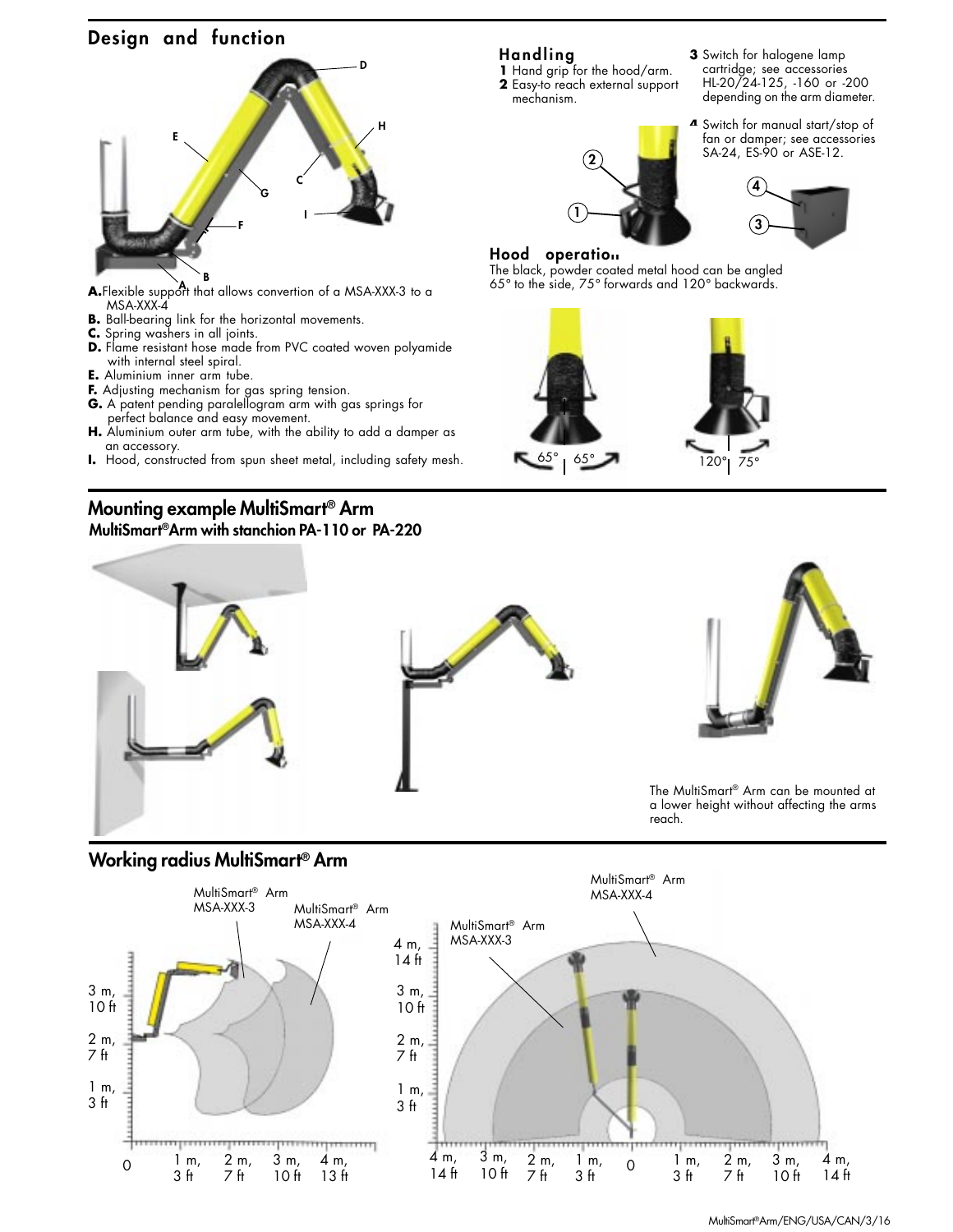## Design and function

**A.** Flexible support that allows convertion of a MSA-XXX-3 to a MSA-XXX-4
**B.** Ball-bearing link for the horizontal movements.
**C.** Spring washers in all joints.
**D.** Flame resistant hose made from PVC coated woven polyamide with internal steel spiral.
**E.** Aluminium inner arm tube.
**F.** Adjusting mechanism for gas spring tension.
**G.** A patent pending paralellogram arm with gas springs for perfect balance and easy movement.
**H.** Aluminium outer arm tube, with the ability to add a damper as an accessory.
**I.** Hood, constructed from spun sheet metal, including safety mesh.

### Handling

**1** Hand grip for the hood/arm.
**2** Easy-to reach external support mechanism.
**3** Switch for halogene lamp cartridge; see accessories HL-20/24-125, -160 or -200 depending on the arm diameter.
**4** Switch for manual start/stop of fan or damper; see accessories SA-24, ES-90 or ASE-12.

### Hood operation

The black, powder coated metal hood can be angled 65° to the side, 75° forwards and 120° backwards.

65° 65°

120° 75°

## Mounting example MultiSmart® Arm

### MultiSmart® Arm with stanchion PA-110 or PA-220

The MultiSmart® Arm can be mounted at a lower height without affecting the arms reach.

## Working radius MultiSmart® Arm

MultiSmart® Arm MSA-XXX-3

MultiSmart® Arm MSA-XXX-4

3 m, 10 ft
2 m, 7 ft
1 m, 3 ft
0 1 m, 3 ft 2 m, 7 ft 3 m, 10 ft 4 m, 13 ft

MultiSmart® Arm MSA-XXX-4

MultiSmart® Arm MSA-XXX-3

4 m, 14 ft
3 m, 10 ft
2 m, 7 ft
1 m, 3 ft
4 m, 14 ft 3 m, 10 ft 2 m, 7 ft 1 m, 3 ft 0 1 m, 3 ft 2 m, 7 ft 3 m, 10 ft 4 m, 14 ft

MultiSmart®Arm/ENG/USA/CAN/3/16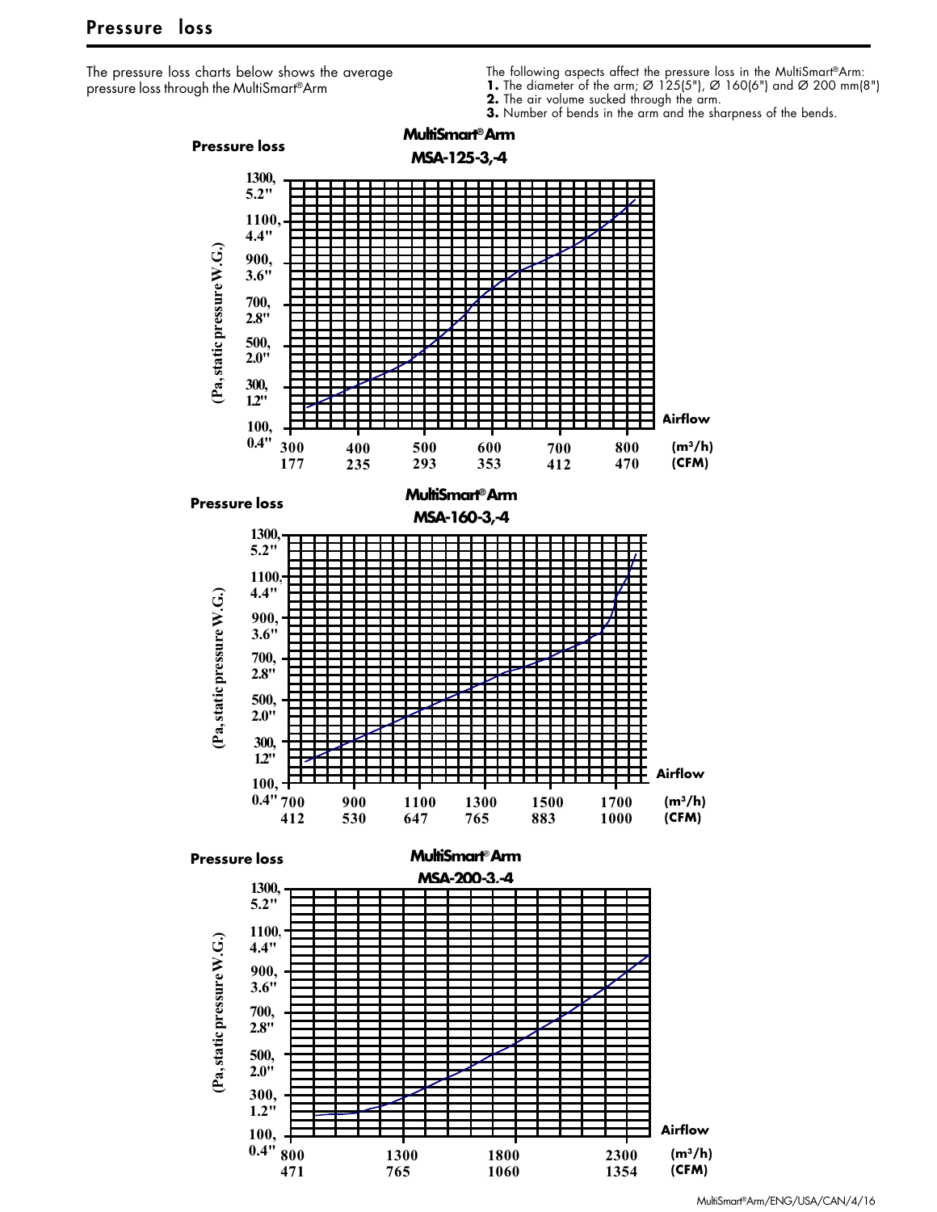## Pressure loss

The pressure loss charts below shows the average pressure loss through the MultiSmart®Arm

The following aspects affect the pressure loss in the MultiSmart®Arm:

1. The diameter of the arm; Ø 125(5"), Ø 160(6") and Ø 200 mm(8")
2. The air volume sucked through the arm.
3. Number of bends in the arm and the sharpness of the bends.

**MultiSmart® Arm**
**MSA-125-3,-4**

Pressure loss (Pa, static pressure W.G.): 100, 0.4" / 300, 1.2" / 500, 2.0" / 700, 2.8" / 900, 3.6" / 1100, 4.4" / 1300, 5.2"

Airflow (m³/h): 300, 400, 500, 600, 700, 800
(CFM): 177, 235, 293, 353, 412, 470

**MultiSmart® Arm**
**MSA-160-3,-4**

Pressure loss (Pa, static pressure W.G.): 100, 0.4" / 300, 1.2" / 500, 2.0" / 700, 2.8" / 900, 3.6" / 1100, 4.4" / 1300, 5.2"

Airflow (m³/h): 700, 900, 1100, 1300, 1500, 1700
(CFM): 412, 530, 647, 765, 883, 1000

**MultiSmart® Arm**
**MSA-200-3,-4**

Pressure loss (Pa, static pressure W.G.): 100, 0.4" / 300, 1.2" / 500, 2.0" / 700, 2.8" / 900, 3.6" / 1100, 4.4" / 1300, 5.2"

Airflow (m³/h): 800, 1300, 1800, 2300
(CFM): 471, 765, 1060, 1354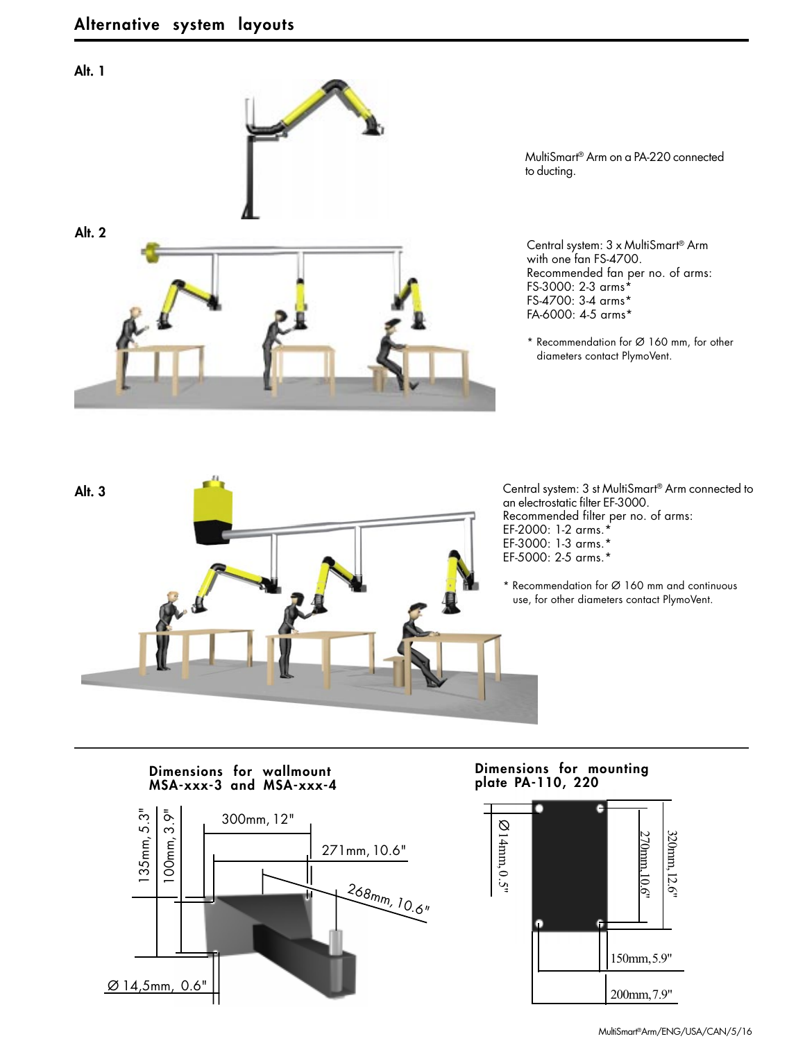## Alternative system layouts

**Alt. 1**

MultiSmart® Arm on a PA-220 connected to ducting.

**Alt. 2**

Central system: 3 x MultiSmart® Arm with one fan FS-4700.
Recommended fan per no. of arms:
FS-3000: 2-3 arms*
FS-4700: 3-4 arms*
FA-6000: 4-5 arms*

* Recommendation for Ø 160 mm, for other diameters contact PlymoVent.

**Alt. 3**

Central system: 3 st MultiSmart® Arm connected to an electrostatic filter EF-3000.
Recommended filter per no. of arms:
EF-2000: 1-2 arms.*
EF-3000: 1-3 arms.*
EF-5000: 2-5 arms.*

* Recommendation for Ø 160 mm and continuous use, for other diameters contact PlymoVent.

### Dimensions for wallmount MSA-xxx-3 and MSA-xxx-4

135mm, 5.3"
100mm, 3.9"
300mm, 12"
271mm, 10.6"
268mm, 10.6"
Ø 14,5mm, 0.6"

### Dimensions for mounting plate PA-110, 220

Ø14mm, 0.5"
270mm, 10.6"
320mm, 12.6"
150mm, 5.9"
200mm, 7.9"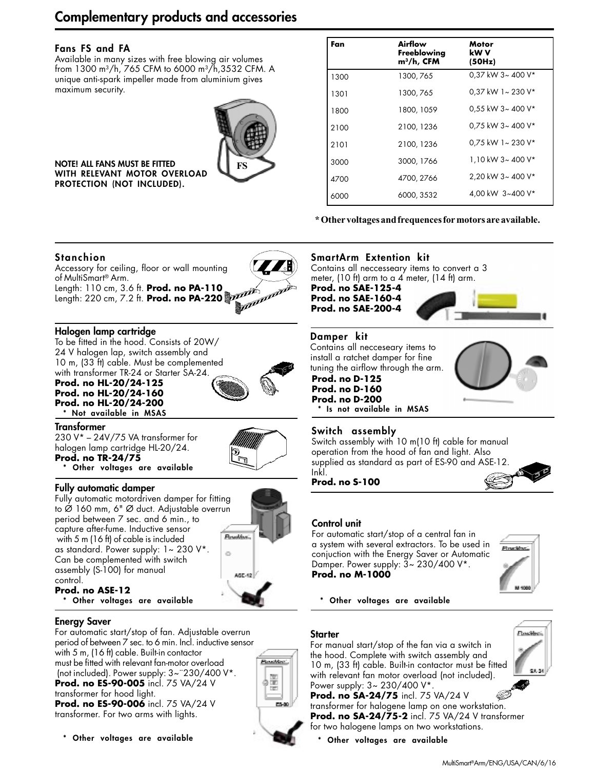# Complementary products and accessories

## Fans FS and FA

Available in many sizes with free blowing air volumes from 1300 m$^3$/h, 765 CFM to 6000 m$^3$/h,3532 CFM. A unique anti-spark impeller made from aluminium gives maximum security.

**NOTE! ALL FANS MUST BE FITTED WITH RELEVANT MOTOR OVERLOAD PROTECTION (NOT INCLUDED).**

| Fan | Airflow Freeblowing m$^3$/h, CFM | Motor kW V (50Hz) |
|---|---|---|
| 1300 | 1300, 765 | 0,37 kW 3~ 400 V* |
| 1301 | 1300, 765 | 0,37 kW 1~ 230 V* |
| 1800 | 1800, 1059 | 0,55 kW 3~ 400 V* |
| 2100 | 2100, 1236 | 0,75 kW 3~ 400 V* |
| 2101 | 2100, 1236 | 0,75 kW 1~ 230 V* |
| 3000 | 3000, 1766 | 1,10 kW 3~ 400 V* |
| 4700 | 4700, 2766 | 2,20 kW 3~ 400 V* |
| 6000 | 6000, 3532 | 4,00 kW 3~400 V* |

**\* Other voltages and frequences for motors are available.**

## Stanchion

Accessory for ceiling, floor or wall mounting of MultiSmart® Arm.
Length: 110 cm, 3.6 ft. **Prod. no PA-110**
Length: 220 cm, 7.2 ft. **Prod. no PA-220**

## Halogen lamp cartridge

To be fitted in the hood. Consists of 20W/ 24 V halogen lap, switch assembly and 10 m, (33 ft) cable. Must be complemented with transformer TR-24 or Starter SA-24.
**Prod. no HL-20/24-125**
**Prod. no HL-20/24-160**
**Prod. no HL-20/24-200**
**\* Not available in MSAS**

## Transformer

230 V* – 24V/75 VA transformer for halogen lamp cartridge HL-20/24.
**Prod. no TR-24/75**
**\* Other voltages are available**

## Fully automatic damper

Fully automatic motordriven damper for fitting to Ø 160 mm, 6" Ø duct. Adjustable overrun period between 7 sec. and 6 min., to capture after-fume. Inductive sensor with 5 m (16 ft) of cable is included as standard. Power supply: 1~ 230 V*. Can be complemented with switch assembly (S-100) for manual control.
**Prod. no ASE-12**
**\* Other voltages are available**

## Energy Saver

For automatic start/stop of fan. Adjustable overrun period of between 7 sec. to 6 min. Incl. inductive sensor with 5 m, (16 ft) cable. Built-in contactor must be fitted with relevant fan-motor overload (not included). Power supply: 3~¨230/400 V*.
**Prod. no ES-90-005** incl. 75 VA/24 V transformer for hood light.
**Prod. no ES-90-006** incl. 75 VA/24 V transformer. For two arms with lights.
**\* Other voltages are available**

## SmartArm Extention kit

Contains all neccesseary items to convert a 3 meter, (10 ft) arm to a 4 meter, (14 ft) arm.
**Prod. no SAE-125-4**
**Prod. no SAE-160-4**
**Prod. no SAE-200-4**

## Damper kit

Contains all necceseary items to install a ratchet damper for fine tuning the airflow through the arm.
**Prod. no D-125**
**Prod. no D-160**
**Prod. no D-200**
**\* Is not available in MSAS**

## Switch assembly

Switch assembly with 10 m(10 ft) cable for manual operation from the hood of fan and light. Also supplied as standard as part of ES-90 and ASE-12. Inkl.
**Prod. no S-100**

## Control unit

For automatic start/stop of a central fan in a system with several extractors. To be used in conjuction with the Energy Saver or Automatic Damper. Power supply: 3~ 230/400 V*.
**Prod. no M-1000**
**\* Other voltages are available**

## Starter

For manual start/stop of the fan via a switch in the hood. Complete with switch assembly and 10 m, (33 ft) cable. Built-in contactor must be fitted with relevant fan motor overload (not included). Power supply: 3~ 230/400 V*.
**Prod. no SA-24/75** incl. 75 VA/24 V transformer for halogene lamp on one workstation.
**Prod. no SA-24/75-2** incl. 75 VA/24 V transformer for two halogene lamps on two workstations.
**\* Other voltages are available**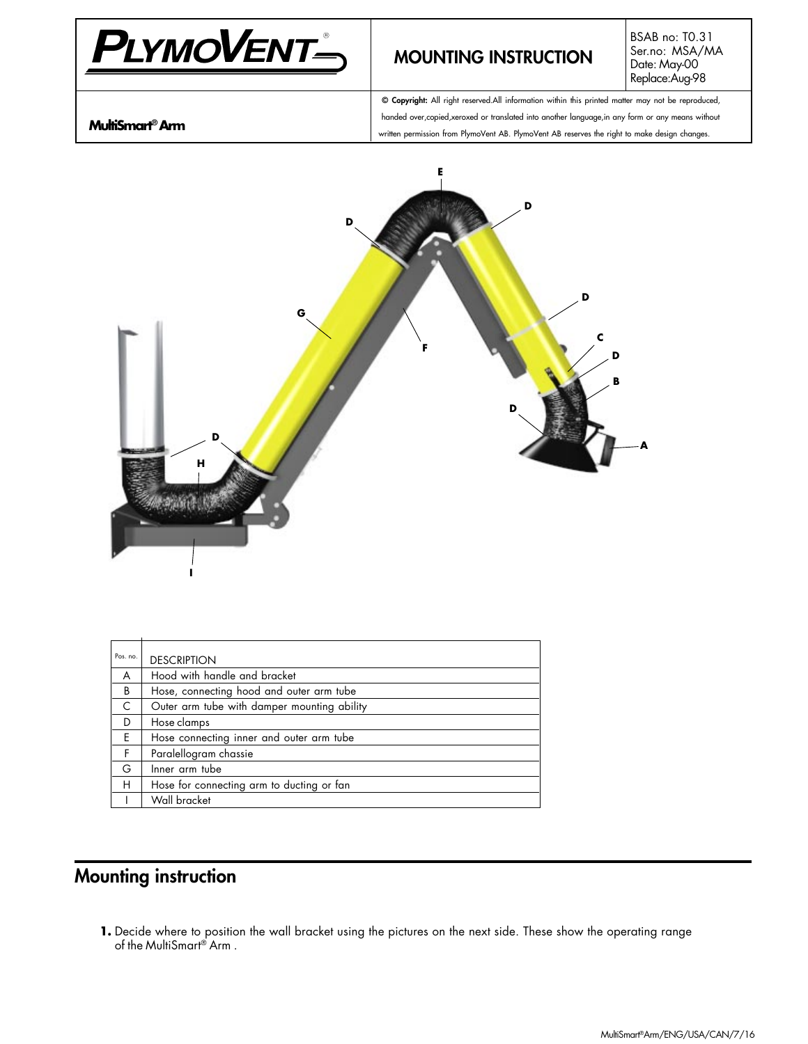| PLYMOVENT® | MOUNTING INSTRUCTION | BSAB no: T0.31<br>Ser.no: MSA/MA<br>Date: May-00<br>Replace:Aug-98 |
| --- | --- | --- |
| **MultiSmart® Arm** | **© Copyright:** All right reserved.All information within this printed matter may not be reproduced, handed over,copied,xeroxed or translated into another language,in any form or any means without written permission from PlymoVent AB. PlymoVent AB reserves the right to make design changes. | |

| Pos. no. | DESCRIPTION |
| --- | --- |
| A | Hood with handle and bracket |
| B | Hose, connecting hood and outer arm tube |
| C | Outer arm tube with damper mounting ability |
| D | Hose clamps |
| E | Hose connecting inner and outer arm tube |
| F | Paralellogram chassie |
| G | Inner arm tube |
| H | Hose for connecting arm to ducting or fan |
| I | Wall bracket |

## Mounting instruction

**1.** Decide where to position the wall bracket using the pictures on the next side. These show the operating range of the MultiSmart® Arm .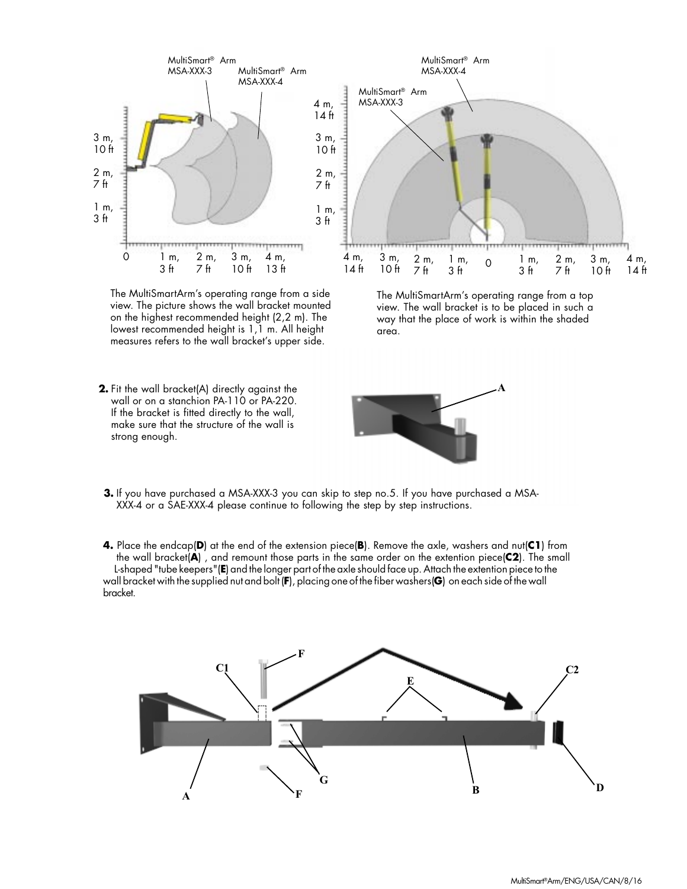The MultiSmartArm's operating range from a side view. The picture shows the wall bracket mounted on the highest recommended height (2,2 m). The lowest recommended height is 1,1 m. All height measures refers to the wall bracket's upper side.

The MultiSmartArm's operating range from a top view. The wall bracket is to be placed in such a way that the place of work is within the shaded area.

**2.** Fit the wall bracket(A) directly against the wall or on a stanchion PA-110 or PA-220. If the bracket is fitted directly to the wall, make sure that the structure of the wall is strong enough.

**3.** If you have purchased a MSA-XXX-3 you can skip to step no.5. If you have purchased a MSA-XXX-4 or a SAE-XXX-4 please continue to following the step by step instructions.

**4.** Place the endcap(**D**) at the end of the extension piece(**B**). Remove the axle, washers and nut(**C1**) from the wall bracket(**A**) , and remount those parts in the same order on the extention piece(**C2**). The small L-shaped "tube keepers"(**E**) and the longer part of the axle should face up. Attach the extention piece to the wall bracket with the supplied nut and bolt (**F**), placing one of the fiber washers(**G**) on each side of the wall bracket.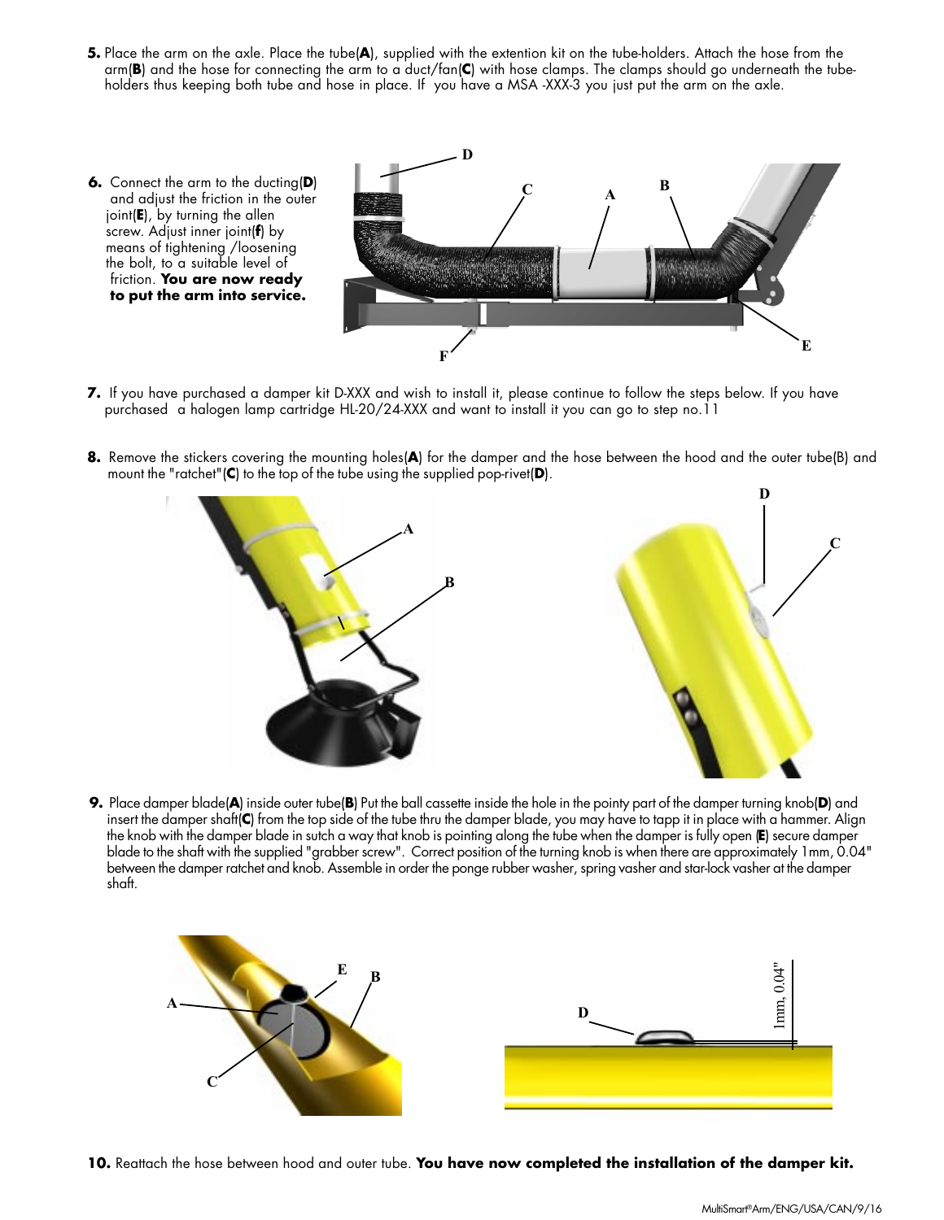**5.** Place the arm on the axle. Place the tube(**A**), supplied with the extention kit on the tube-holders. Attach the hose from the arm(**B**) and the hose for connecting the arm to a duct/fan(**C**) with hose clamps. The clamps should go underneath the tube-holders thus keeping both tube and hose in place. If you have a MSA -XXX-3 you just put the arm on the axle.

**6.** Connect the arm to the ducting(**D**) and adjust the friction in the outer joint(**E**), by turning the allen screw. Adjust inner joint(**f**) by means of tightening /loosening the bolt, to a suitable level of friction. **You are now ready to put the arm into service.**

**7.** If you have purchased a damper kit D-XXX and wish to install it, please continue to follow the steps below. If you have purchased a halogen lamp cartridge HL-20/24-XXX and want to install it you can go to step no.11

**8.** Remove the stickers covering the mounting holes(**A**) for the damper and the hose between the hood and the outer tube(B) and mount the "ratchet"(**C**) to the top of the tube using the supplied pop-rivet(**D**).

**9.** Place damper blade(**A**) inside outer tube(**B**) Put the ball cassette inside the hole in the pointy part of the damper turning knob(**D**) and insert the damper shaft(**C**) from the top side of the tube thru the damper blade, you may have to tapp it in place with a hammer. Align the knob with the damper blade in sutch a way that knob is pointing along the tube when the damper is fully open (**E**) secure damper blade to the shaft with the supplied "grabber screw". Correct position of the turning knob is when there are approximately 1mm, 0.04" between the damper ratchet and knob. Assemble in order the ponge rubber washer, spring vasher and star-lock vasher at the damper shaft.

**10.** Reattach the hose between hood and outer tube. **You have now completed the installation of the damper kit.**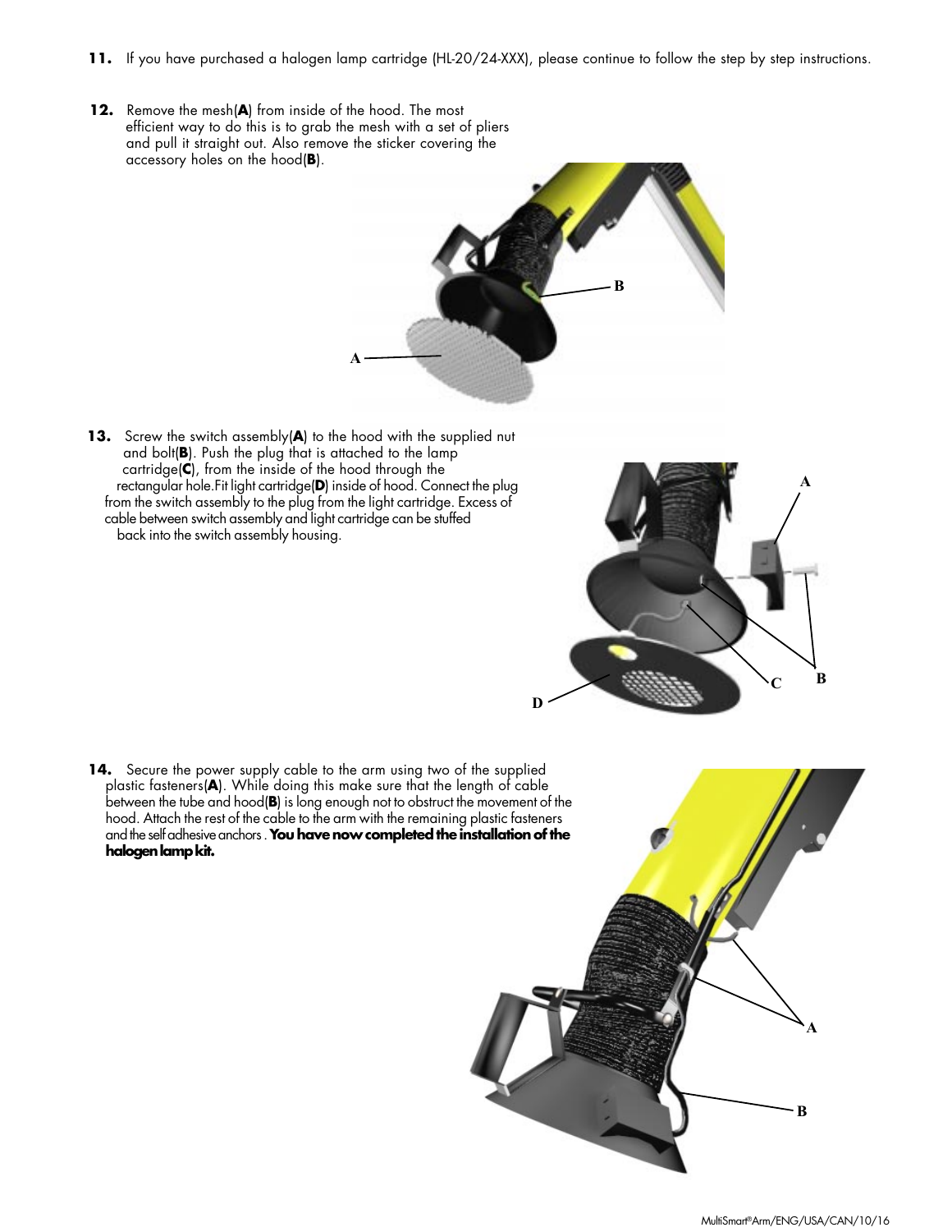**11.** If you have purchased a halogen lamp cartridge (HL-20/24-XXX), please continue to follow the step by step instructions.

**12.** Remove the mesh(**A**) from inside of the hood. The most efficient way to do this is to grab the mesh with a set of pliers and pull it straight out. Also remove the sticker covering the accessory holes on the hood(**B**).

**13.** Screw the switch assembly(**A**) to the hood with the supplied nut and bolt(**B**). Push the plug that is attached to the lamp cartridge(**C**), from the inside of the hood through the rectangular hole.Fit light cartridge(**D**) inside of hood. Connect the plug from the switch assembly to the plug from the light cartridge. Excess of cable between switch assembly and light cartridge can be stuffed back into the switch assembly housing.

**14.** Secure the power supply cable to the arm using two of the supplied plastic fasteners(**A**). While doing this make sure that the length of cable between the tube and hood(**B**) is long enough not to obstruct the movement of the hood. Attach the rest of the cable to the arm with the remaining plastic fasteners and the self adhesive anchors . **You have now completed the installation of the halogen lamp kit.**

MultiSmart®Arm/ENG/USA/CAN/10/16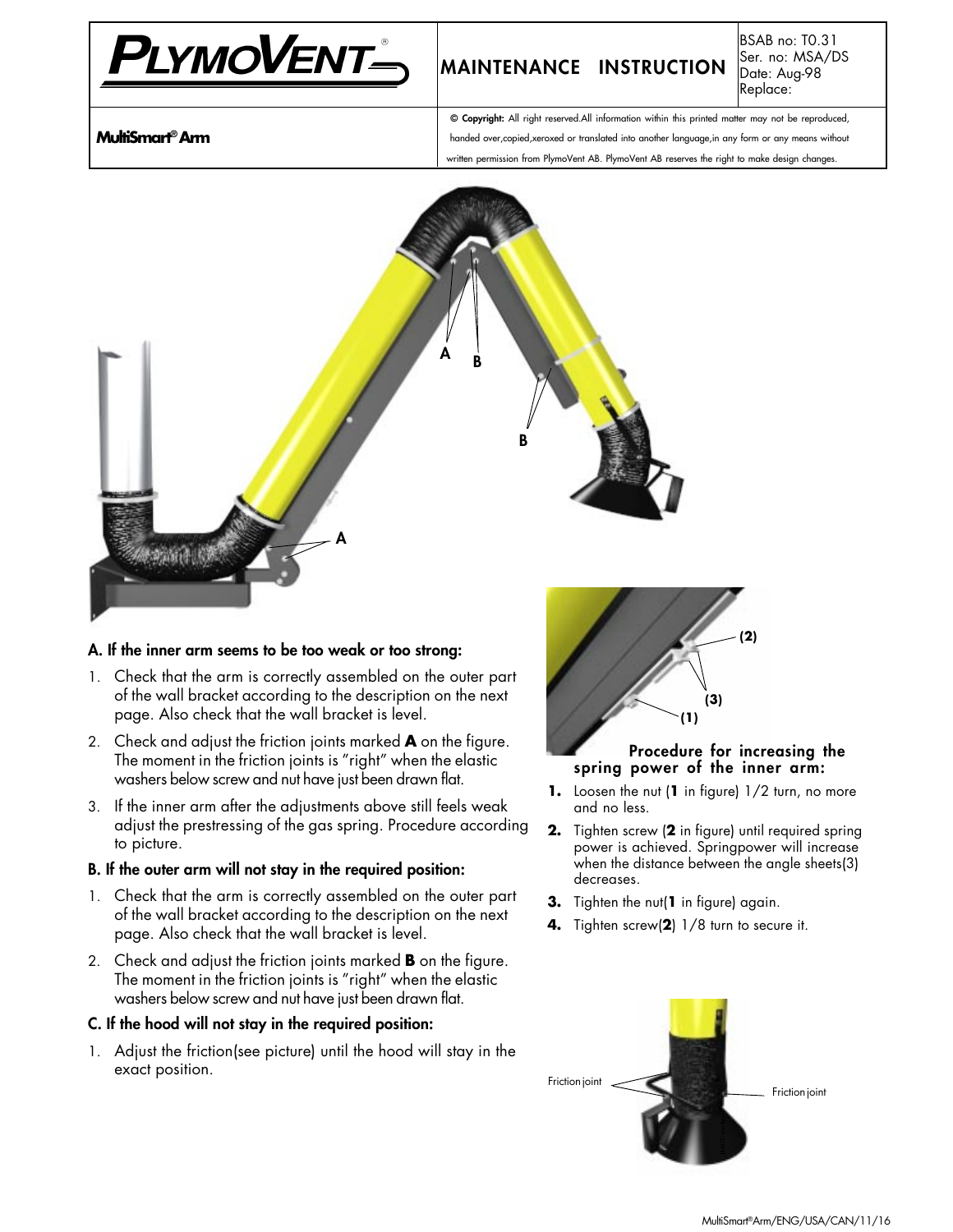| PLYMOVENT® | MAINTENANCE INSTRUCTION | BSAB no: T0.31<br>Ser. no: MSA/DS<br>Date: Aug-98<br>Replace: |
|---|---|---|
| **MultiSmart® Arm** | © **Copyright:** All right reserved.All information within this printed matter may not be reproduced, handed over,copied,xeroxed or translated into another language,in any form or any means without written permission from PlymoVent AB. PlymoVent AB reserves the right to make design changes. | |

### A. If the inner arm seems to be too weak or too strong:

1. Check that the arm is correctly assembled on the outer part of the wall bracket according to the description on the next page. Also check that the wall bracket is level.
2. Check and adjust the friction joints marked **A** on the figure. The moment in the friction joints is "right" when the elastic washers below screw and nut have just been drawn flat.
3. If the inner arm after the adjustments above still feels weak adjust the prestressing of the gas spring. Procedure according to picture.

### B. If the outer arm will not stay in the required position:

1. Check that the arm is correctly assembled on the outer part of the wall bracket according to the description on the next page. Also check that the wall bracket is level.
2. Check and adjust the friction joints marked **B** on the figure. The moment in the friction joints is "right" when the elastic washers below screw and nut have just been drawn flat.

### C. If the hood will not stay in the required position:

1. Adjust the friction(see picture) until the hood will stay in the exact position.

### Procedure for increasing the spring power of the inner arm:

1. Loosen the nut (**1** in figure) 1/2 turn, no more and no less.
2. Tighten screw (**2** in figure) until required spring power is achieved. Springpower will increase when the distance between the angle sheets(3) decreases.
3. Tighten the nut(**1** in figure) again.
4. Tighten screw(**2**) 1/8 turn to secure it.

Friction joint

Friction joint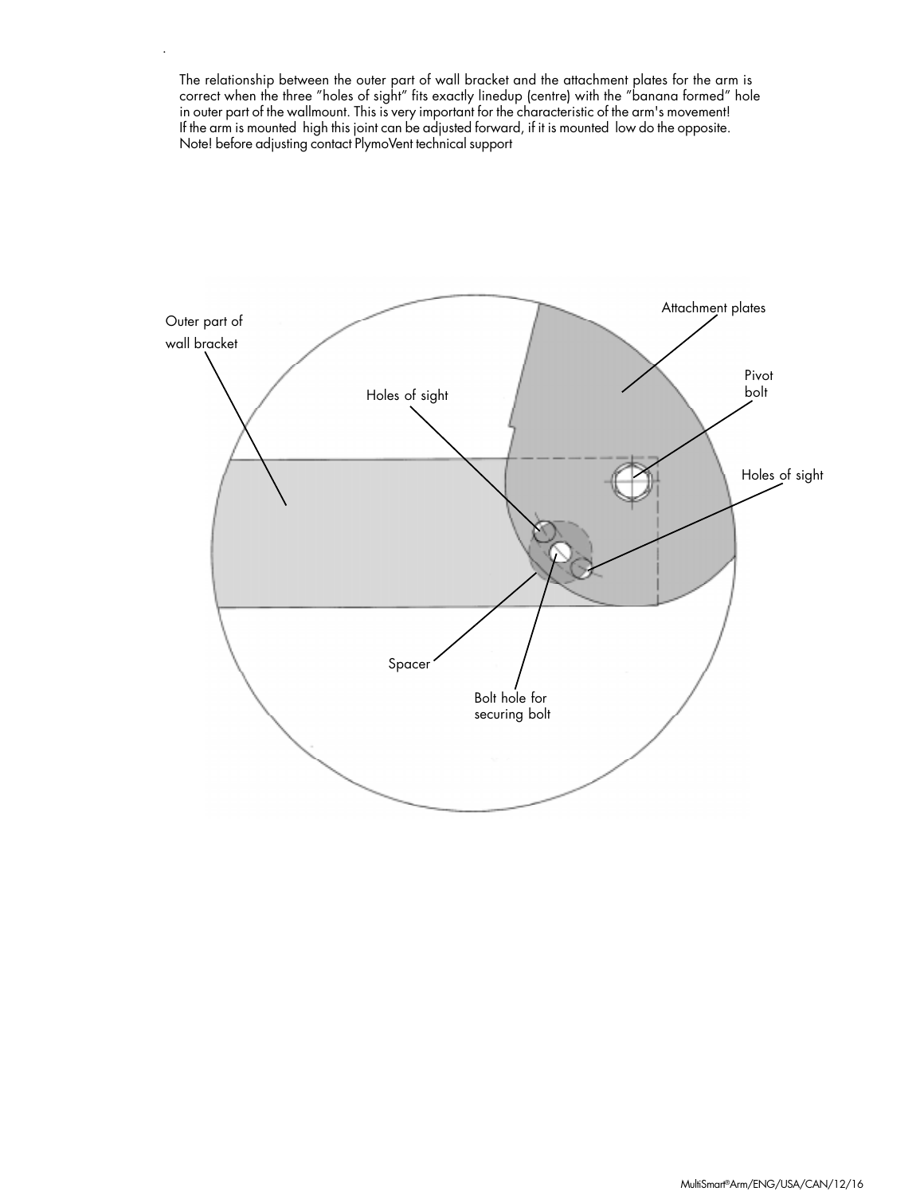The relationship between the outer part of wall bracket and the attachment plates for the arm is correct when the three "holes of sight" fits exactly linedup (centre) with the "banana formed" hole in outer part of the wallmount. This is very important for the characteristic of the arm's movement!
If the arm is mounted high this joint can be adjusted forward, if it is mounted low do the opposite.
Note! before adjusting contact PlymoVent technical support

Outer part of wall bracket

Attachment plates

Holes of sight

Pivot bolt

Holes of sight

Spacer

Bolt hole for securing bolt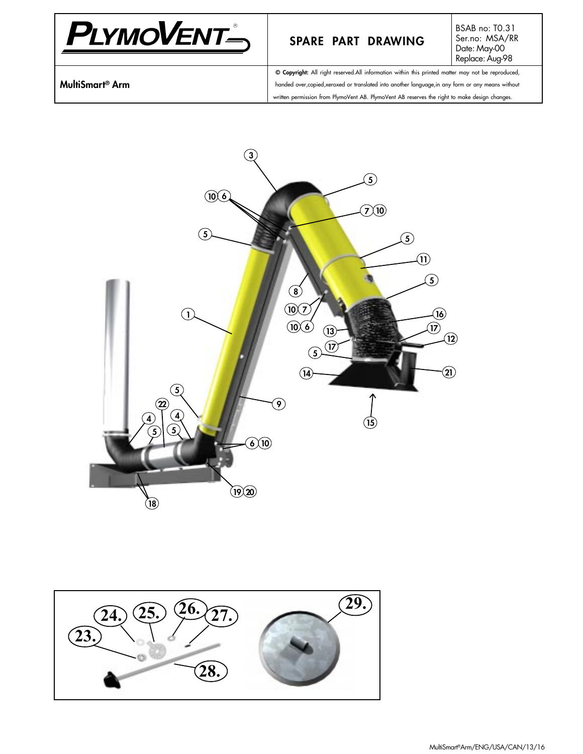| PLYMOVENT® | SPARE PART DRAWING | BSAB no: T0.31<br>Ser.no: MSA/RR<br>Date: May-00<br>Replace: Aug-98 |
|---|---|---|
| MultiSmart® Arm | **© Copyright:** All right reserved.All information within this printed matter may not be reproduced, handed over,copied,xeroxed or translated into another language,in any form or any means without written permission from PlymoVent AB. PlymoVent AB reserves the right to make design changes. | |

3, 5, 10, 6, 7, 10, 5, 5, 11, 5, 8, 1, 10, 7, 10, 6, 16, 13, 17, 17, 12, 5, 14, 21, 5, 9, 22, 4, 4, 5, 5, 6, 10, 15, 18, 19, 20

23., 24., 25., 26., 27., 28., 29.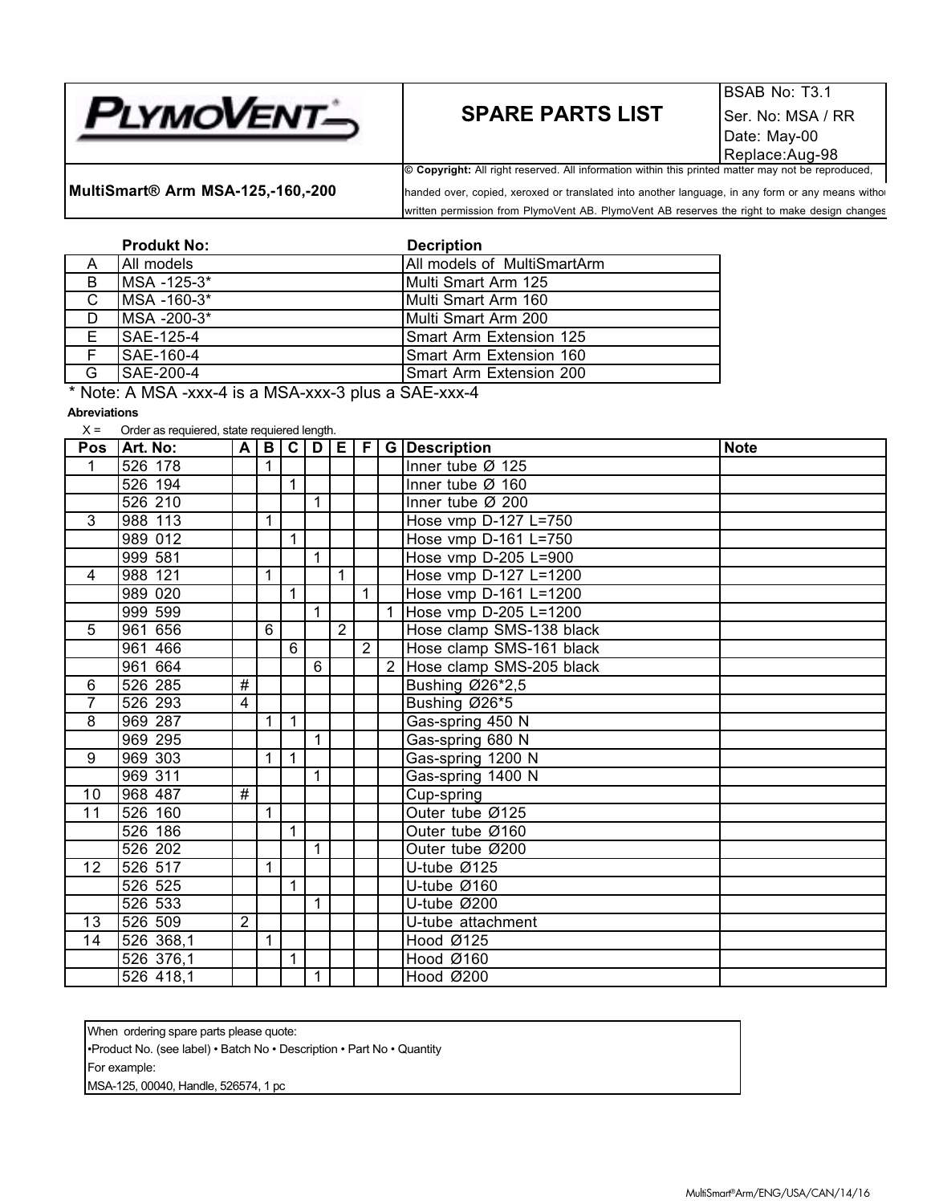| PLYMOVENT | SPARE PARTS LIST | BSAB No: T3.1<br>Ser. No: MSA / RR<br>Date: May-00<br>Replace:Aug-98 |
|---|---|---|
| **MultiSmart® Arm MSA-125,-160,-200** | **© Copyright:** All right reserved. All information within this printed matter may not be reproduced, handed over, copied, xeroxed or translated into another language, in any form or any means withou written permission from PlymoVent AB. PlymoVent AB reserves the right to make design changes | |

| | **Produkt No:** | **Decription** |
|---|---|---|
| A | All models | All models of MultiSmartArm |
| B | MSA -125-3* | Multi Smart Arm 125 |
| C | MSA -160-3* | Multi Smart Arm 160 |
| D | MSA -200-3* | Multi Smart Arm 200 |
| E | SAE-125-4 | Smart Arm Extension 125 |
| F | SAE-160-4 | Smart Arm Extension 160 |
| G | SAE-200-4 | Smart Arm Extension 200 |

\* Note: A MSA -xxx-4 is a MSA-xxx-3 plus a SAE-xxx-4

**Abreviations**

X = Order as requiered, state requiered length.

| Pos | Art. No: | A | B | C | D | E | F | G | Description | Note |
|---|---|---|---|---|---|---|---|---|---|---|
| 1 | 526 178 | | 1 | | | | | | Inner tube Ø 125 | |
| | 526 194 | | | 1 | | | | | Inner tube Ø 160 | |
| | 526 210 | | | | 1 | | | | Inner tube Ø 200 | |
| 3 | 988 113 | | 1 | | | | | | Hose vmp D-127 L=750 | |
| | 989 012 | | | 1 | | | | | Hose vmp D-161 L=750 | |
| | 999 581 | | | | 1 | | | | Hose vmp D-205 L=900 | |
| 4 | 988 121 | | 1 | | | 1 | | | Hose vmp D-127 L=1200 | |
| | 989 020 | | | 1 | | | 1 | | Hose vmp D-161 L=1200 | |
| | 999 599 | | | | 1 | | | 1 | Hose vmp D-205 L=1200 | |
| 5 | 961 656 | | 6 | | | 2 | | | Hose clamp SMS-138 black | |
| | 961 466 | | | 6 | | | 2 | | Hose clamp SMS-161 black | |
| | 961 664 | | | | 6 | | | 2 | Hose clamp SMS-205 black | |
| 6 | 526 285 | # | | | | | | | Bushing Ø26*2,5 | |
| 7 | 526 293 | 4 | | | | | | | Bushing Ø26*5 | |
| 8 | 969 287 | | 1 | 1 | | | | | Gas-spring 450 N | |
| | 969 295 | | | | 1 | | | | Gas-spring 680 N | |
| 9 | 969 303 | | 1 | 1 | | | | | Gas-spring 1200 N | |
| | 969 311 | | | | 1 | | | | Gas-spring 1400 N | |
| 10 | 968 487 | # | | | | | | | Cup-spring | |
| 11 | 526 160 | | 1 | | | | | | Outer tube Ø125 | |
| | 526 186 | | | 1 | | | | | Outer tube Ø160 | |
| | 526 202 | | | | 1 | | | | Outer tube Ø200 | |
| 12 | 526 517 | | 1 | | | | | | U-tube Ø125 | |
| | 526 525 | | | 1 | | | | | U-tube Ø160 | |
| | 526 533 | | | | 1 | | | | U-tube Ø200 | |
| 13 | 526 509 | 2 | | | | | | | U-tube attachment | |
| 14 | 526 368,1 | | 1 | | | | | | Hood Ø125 | |
| | 526 376,1 | | | 1 | | | | | Hood Ø160 | |
| | 526 418,1 | | | | 1 | | | | Hood Ø200 | |

When ordering spare parts please quote:
•Product No. (see label) • Batch No • Description • Part No • Quantity
For example:
MSA-125, 00040, Handle, 526574, 1 pc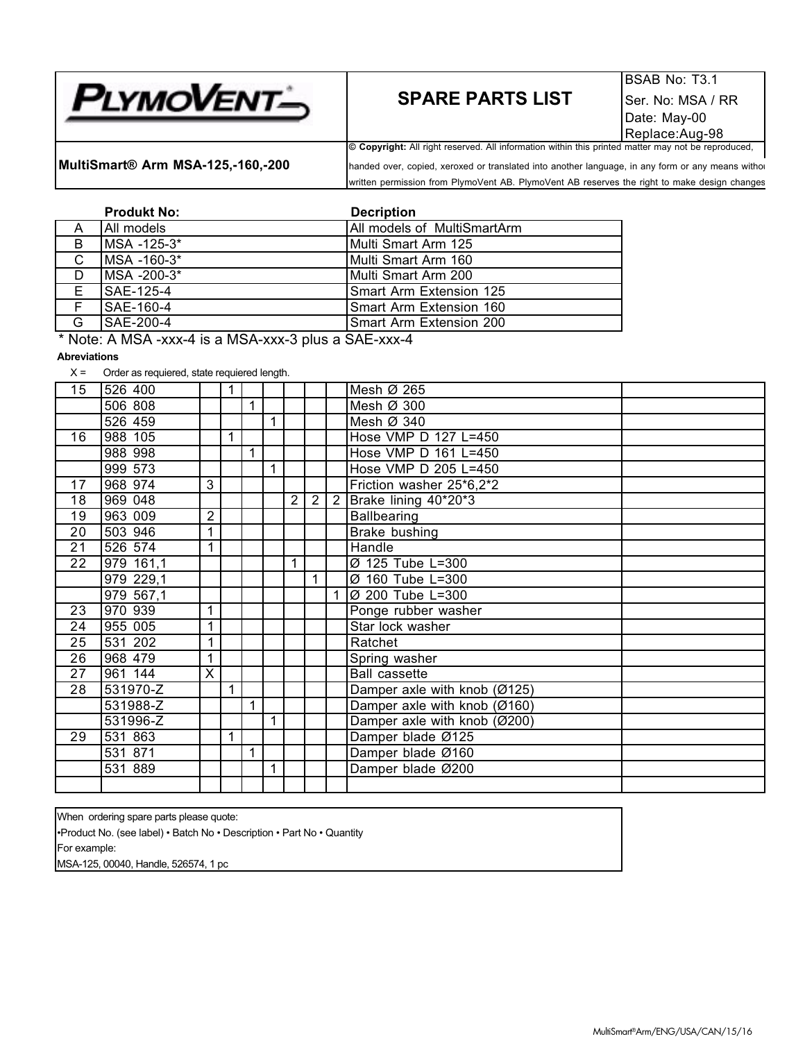| PlymoVent | SPARE PARTS LIST | BSAB No: T3.1<br>Ser. No: MSA / RR<br>Date: May-00<br>Replace:Aug-98 |
|---|---|---|
| **MultiSmart® Arm MSA-125,-160,-200** | **© Copyright:** All right reserved. All information within this printed matter may not be reproduced, handed over, copied, xeroxed or translated into another language, in any form or any means withou written permission from PlymoVent AB. PlymoVent AB reserves the right to make design changes | |

| | **Produkt No:** | **Decription** |
|---|---|---|
| A | All models | All models of MultiSmartArm |
| B | MSA -125-3* | Multi Smart Arm 125 |
| C | MSA -160-3* | Multi Smart Arm 160 |
| D | MSA -200-3* | Multi Smart Arm 200 |
| E | SAE-125-4 | Smart Arm Extension 125 |
| F | SAE-160-4 | Smart Arm Extension 160 |
| G | SAE-200-4 | Smart Arm Extension 200 |

* Note: A MSA -xxx-4 is a MSA-xxx-3 plus a SAE-xxx-4

**Abreviations**

X = Order as requiered, state requiered length.

| Pos | Part No | A | B | C | D | E | F | G | Description | |
|---|---|---|---|---|---|---|---|---|---|---|
| 15 | 526 400 | | 1 | | | | | | Mesh Ø 265 | |
| | 506 808 | | | 1 | | | | | Mesh Ø 300 | |
| | 526 459 | | | | 1 | | | | Mesh Ø 340 | |
| 16 | 988 105 | | 1 | | | | | | Hose VMP D 127 L=450 | |
| | 988 998 | | | 1 | | | | | Hose VMP D 161 L=450 | |
| | 999 573 | | | | 1 | | | | Hose VMP D 205 L=450 | |
| 17 | 968 974 | 3 | | | | | | | Friction washer 25*6,2*2 | |
| 18 | 969 048 | | | | | 2 | 2 | 2 | Brake lining 40*20*3 | |
| 19 | 963 009 | 2 | | | | | | | Ballbearing | |
| 20 | 503 946 | 1 | | | | | | | Brake bushing | |
| 21 | 526 574 | 1 | | | | | | | Handle | |
| 22 | 979 161,1 | | | | | 1 | | | Ø 125 Tube L=300 | |
| | 979 229,1 | | | | | | 1 | | Ø 160 Tube L=300 | |
| | 979 567,1 | | | | | | | 1 | Ø 200 Tube L=300 | |
| 23 | 970 939 | 1 | | | | | | | Ponge rubber washer | |
| 24 | 955 005 | 1 | | | | | | | Star lock washer | |
| 25 | 531 202 | 1 | | | | | | | Ratchet | |
| 26 | 968 479 | 1 | | | | | | | Spring washer | |
| 27 | 961 144 | X | | | | | | | Ball cassette | |
| 28 | 531970-Z | | 1 | | | | | | Damper axle with knob (Ø125) | |
| | 531988-Z | | | 1 | | | | | Damper axle with knob (Ø160) | |
| | 531996-Z | | | | 1 | | | | Damper axle with knob (Ø200) | |
| 29 | 531 863 | | 1 | | | | | | Damper blade Ø125 | |
| | 531 871 | | | 1 | | | | | Damper blade Ø160 | |
| | 531 889 | | | | 1 | | | | Damper blade Ø200 | |
| | | | | | | | | | | |

When ordering spare parts please quote:
•Product No. (see label) • Batch No • Description • Part No • Quantity
For example:
MSA-125, 00040, Handle, 526574, 1 pc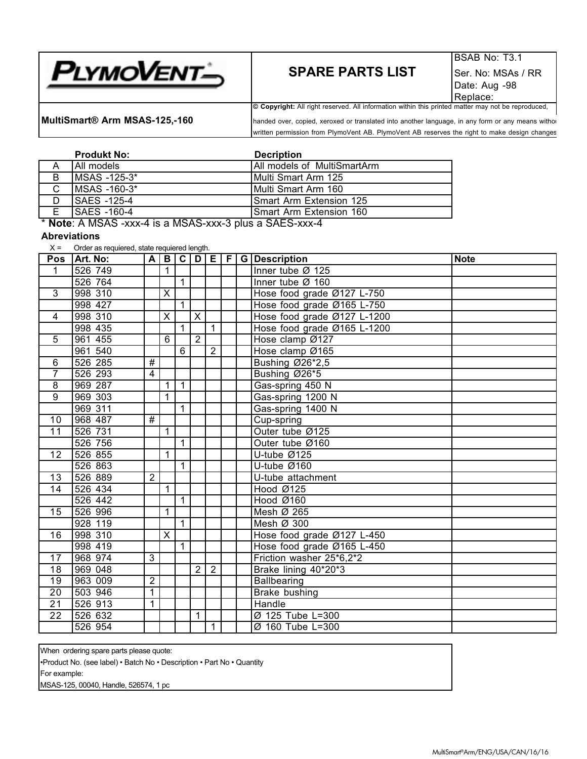| | **SPARE PARTS LIST** | BSAB No: T3.1<br>Ser. No: MSAs / RR<br>Date: Aug -98<br>Replace: |
|---|---|---|
| **MultiSmart® Arm MSAS-125,-160** | © **Copyright:** All right reserved. All information within this printed matter may not be reproduced, handed over, copied, xeroxed or translated into another language, in any form or any means withou written permission from PlymoVent AB. PlymoVent AB reserves the right to make design changes | |

| | **Produkt No:** | **Decription** |
|---|---|---|
| A | All models | All models of MultiSmartArm |
| B | MSAS -125-3* | Multi Smart Arm 125 |
| C | MSAS -160-3* | Multi Smart Arm 160 |
| D | SAES -125-4 | Smart Arm Extension 125 |
| E | SAES -160-4 | Smart Arm Extension 160 |

\* **Note**: A MSAS -xxx-4 is a MSAS-xxx-3 plus a SAES-xxx-4

**Abreviations**

X = Order as requiered, state requiered length.

| Pos | Art. No: | A | B | C | D | E | F | G | Description | Note |
|---|---|---|---|---|---|---|---|---|---|---|
| 1 | 526 749 | | 1 | | | | | | Inner tube Ø 125 | |
| | 526 764 | | | 1 | | | | | Inner tube Ø 160 | |
| 3 | 998 310 | | X | | | | | | Hose food grade Ø127 L-750 | |
| | 998 427 | | | 1 | | | | | Hose food grade Ø165 L-750 | |
| 4 | 998 310 | | X | | X | | | | Hose food grade Ø127 L-1200 | |
| | 998 435 | | | 1 | | 1 | | | Hose food grade Ø165 L-1200 | |
| 5 | 961 455 | | 6 | | 2 | | | | Hose clamp Ø127 | |
| | 961 540 | | | 6 | | 2 | | | Hose clamp Ø165 | |
| 6 | 526 285 | # | | | | | | | Bushing Ø26*2,5 | |
| 7 | 526 293 | 4 | | | | | | | Bushing Ø26*5 | |
| 8 | 969 287 | | 1 | 1 | | | | | Gas-spring 450 N | |
| 9 | 969 303 | | 1 | | | | | | Gas-spring 1200 N | |
| | 969 311 | | | 1 | | | | | Gas-spring 1400 N | |
| 10 | 968 487 | # | | | | | | | Cup-spring | |
| 11 | 526 731 | | 1 | | | | | | Outer tube Ø125 | |
| | 526 756 | | | 1 | | | | | Outer tube Ø160 | |
| 12 | 526 855 | | 1 | | | | | | U-tube Ø125 | |
| | 526 863 | | | 1 | | | | | U-tube Ø160 | |
| 13 | 526 889 | 2 | | | | | | | U-tube attachment | |
| 14 | 526 434 | | 1 | | | | | | Hood Ø125 | |
| | 526 442 | | | 1 | | | | | Hood Ø160 | |
| 15 | 526 996 | | 1 | | | | | | Mesh Ø 265 | |
| | 928 119 | | | 1 | | | | | Mesh Ø 300 | |
| 16 | 998 310 | | X | | | | | | Hose food grade Ø127 L-450 | |
| | 998 419 | | | 1 | | | | | Hose food grade Ø165 L-450 | |
| 17 | 968 974 | 3 | | | | | | | Friction washer 25*6,2*2 | |
| 18 | 969 048 | | | | 2 | 2 | | | Brake lining 40*20*3 | |
| 19 | 963 009 | 2 | | | | | | | Ballbearing | |
| 20 | 503 946 | 1 | | | | | | | Brake bushing | |
| 21 | 526 913 | 1 | | | | | | | Handle | |
| 22 | 526 632 | | | | 1 | | | | Ø 125 Tube L=300 | |
| | 526 954 | | | | | 1 | | | Ø 160 Tube L=300 | |

When ordering spare parts please quote:
•Product No. (see label) • Batch No • Description • Part No • Quantity
For example:
MSAS-125, 00040, Handle, 526574, 1 pc